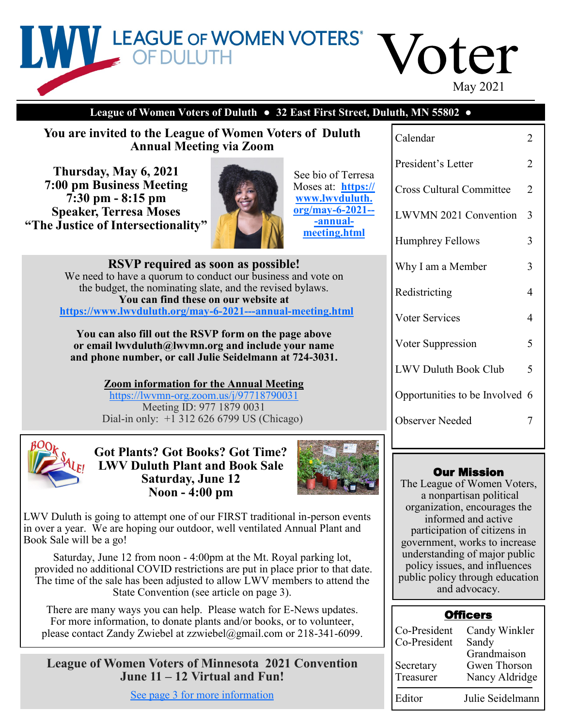# LEAGUE OF WOMEN VOTERS OF DULUTH

# Voter

May 2021

**League of Women Voters of Duluth ● 32 East First Street, Duluth, MN 55802 ●**

## You are invited to the League of Women Voters of Duluth Annual Meeting via Zoom

**Thursday, May 6, 2021**
**7:00 pm Business Meeting**
**7:30 pm - 8:15 pm**
**Speaker, Terresa Moses**
**"The Justice of Intersectionality"**

See bio of Terresa Moses at: **https://www.lwvduluth.org/may-6-2021---annual-meeting.html**

### RSVP required as soon as possible!

We need to have a quorum to conduct our business and vote on the budget, the nominating slate, and the revised bylaws.
**You can find these on our website at**
**https://www.lwvduluth.org/may-6-2021---annual-meeting.html**

**You can also fill out the RSVP form on the page above or email lwvduluth@lwvmn.org and include your name and phone number, or call Julie Seidelmann at 724-3031.**

**Zoom information for the Annual Meeting**
https://lwvmn-org.zoom.us/j/97718790031
Meeting ID: 977 1879 0031
Dial-in only: +1 312 626 6799 US (Chicago)

## Got Plants? Got Books? Got Time? LWV Duluth Plant and Book Sale Saturday, June 12 Noon - 4:00 pm

LWV Duluth is going to attempt one of our FIRST traditional in-person events in over a year. We are hoping our outdoor, well ventilated Annual Plant and Book Sale will be a go!

Saturday, June 12 from noon - 4:00pm at the Mt. Royal parking lot, provided no additional COVID restrictions are put in place prior to that date. The time of the sale has been adjusted to allow LWV members to attend the State Convention (see article on page 3).

There are many ways you can help. Please watch for E-News updates. For more information, to donate plants and/or books, or to volunteer, please contact Zandy Zwiebel at zzwiebel@gmail.com or 218-341-6099.

## League of Women Voters of Minnesota 2021 Convention June 11 – 12 Virtual and Fun!

See page 3 for more information

| | |
|---|---|
| Calendar | 2 |
| President's Letter | 2 |
| Cross Cultural Committee | 2 |
| LWVMN 2021 Convention | 3 |
| Humphrey Fellows | 3 |
| Why I am a Member | 3 |
| Redistricting | 4 |
| Voter Services | 4 |
| Voter Suppression | 5 |
| LWV Duluth Book Club | 5 |
| Opportunities to be Involved | 6 |
| Observer Needed | 7 |

### Our Mission

The League of Women Voters, a nonpartisan political organization, encourages the informed and active participation of citizens in government, works to increase understanding of major public policy issues, and influences public policy through education and advocacy.

### Officers

| | |
|---|---|
| Co-President | Candy Winkler |
| Co-President | Sandy Grandmaison |
| Secretary | Gwen Thorson |
| Treasurer | Nancy Aldridge |
| Editor | Julie Seidelmann |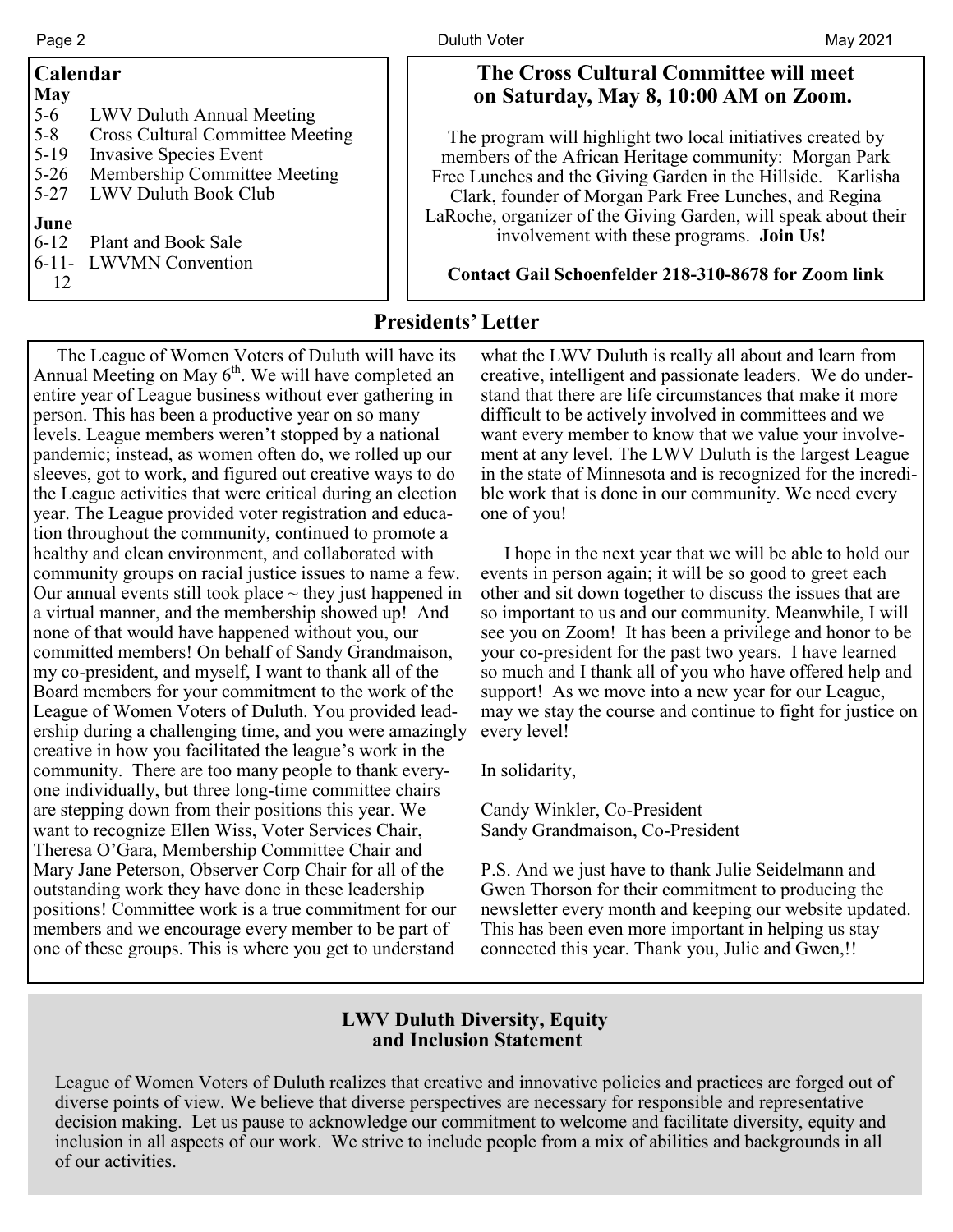## Calendar

**May**

- 5-6 LWV Duluth Annual Meeting
- 5-8 Cross Cultural Committee Meeting
- 5-19 Invasive Species Event
- 5-26 Membership Committee Meeting
- 5-27 LWV Duluth Book Club

**June**

- 6-12 Plant and Book Sale
- 6-11-12 LWVMN Convention

## The Cross Cultural Committee will meet on Saturday, May 8, 10:00 AM on Zoom.

The program will highlight two local initiatives created by members of the African Heritage community: Morgan Park Free Lunches and the Giving Garden in the Hillside. Karlisha Clark, founder of Morgan Park Free Lunches, and Regina LaRoche, organizer of the Giving Garden, will speak about their involvement with these programs. **Join Us!**

**Contact Gail Schoenfelder 218-310-8678 for Zoom link**

## Presidents' Letter

The League of Women Voters of Duluth will have its Annual Meeting on May 6th. We will have completed an entire year of League business without ever gathering in person. This has been a productive year on so many levels. League members weren't stopped by a national pandemic; instead, as women often do, we rolled up our sleeves, got to work, and figured out creative ways to do the League activities that were critical during an election year. The League provided voter registration and education throughout the community, continued to promote a healthy and clean environment, and collaborated with community groups on racial justice issues to name a few. Our annual events still took place ~ they just happened in a virtual manner, and the membership showed up! And none of that would have happened without you, our committed members! On behalf of Sandy Grandmaison, my co-president, and myself, I want to thank all of the Board members for your commitment to the work of the League of Women Voters of Duluth. You provided leadership during a challenging time, and you were amazingly creative in how you facilitated the league's work in the community. There are too many people to thank everyone individually, but three long-time committee chairs are stepping down from their positions this year. We want to recognize Ellen Wiss, Voter Services Chair, Theresa O'Gara, Membership Committee Chair and Mary Jane Peterson, Observer Corp Chair for all of the outstanding work they have done in these leadership positions! Committee work is a true commitment for our members and we encourage every member to be part of one of these groups. This is where you get to understand what the LWV Duluth is really all about and learn from creative, intelligent and passionate leaders. We do understand that there are life circumstances that make it more difficult to be actively involved in committees and we want every member to know that we value your involvement at any level. The LWV Duluth is the largest League in the state of Minnesota and is recognized for the incredible work that is done in our community. We need every one of you!

I hope in the next year that we will be able to hold our events in person again; it will be so good to greet each other and sit down together to discuss the issues that are so important to us and our community. Meanwhile, I will see you on Zoom! It has been a privilege and honor to be your co-president for the past two years. I have learned so much and I thank all of you who have offered help and support! As we move into a new year for our League, may we stay the course and continue to fight for justice on every level!

In solidarity,

Candy Winkler, Co-President
Sandy Grandmaison, Co-President

P.S. And we just have to thank Julie Seidelmann and Gwen Thorson for their commitment to producing the newsletter every month and keeping our website updated. This has been even more important in helping us stay connected this year. Thank you, Julie and Gwen,!!

## LWV Duluth Diversity, Equity and Inclusion Statement

League of Women Voters of Duluth realizes that creative and innovative policies and practices are forged out of diverse points of view. We believe that diverse perspectives are necessary for responsible and representative decision making. Let us pause to acknowledge our commitment to welcome and facilitate diversity, equity and inclusion in all aspects of our work. We strive to include people from a mix of abilities and backgrounds in all of our activities.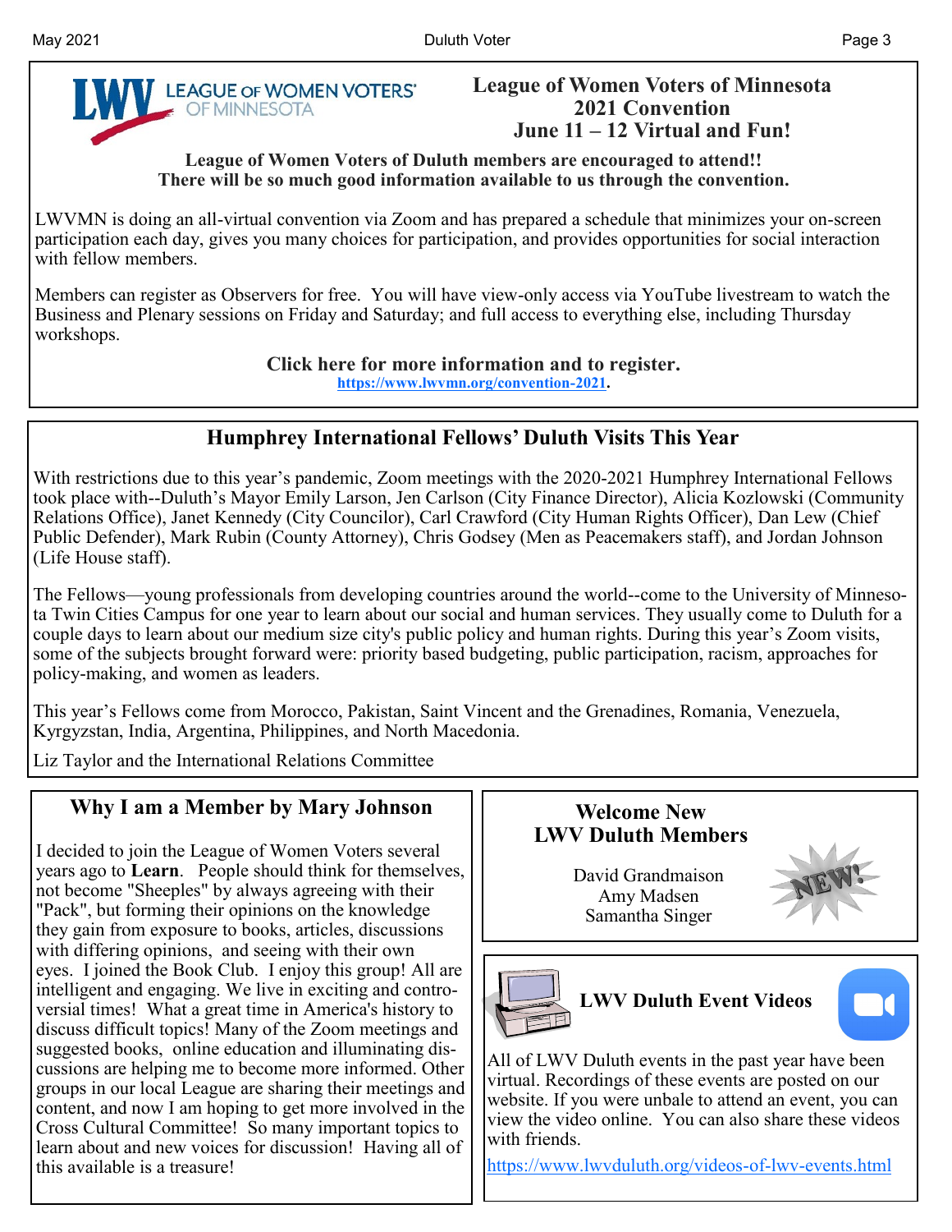## League of Women Voters of Minnesota 2021 Convention June 11 – 12 Virtual and Fun!

**League of Women Voters of Duluth members are encouraged to attend!! There will be so much good information available to us through the convention.**

LWVMN is doing an all-virtual convention via Zoom and has prepared a schedule that minimizes your on-screen participation each day, gives you many choices for participation, and provides opportunities for social interaction with fellow members.

Members can register as Observers for free. You will have view-only access via YouTube livestream to watch the Business and Plenary sessions on Friday and Saturday; and full access to everything else, including Thursday workshops.

**Click here for more information and to register.**
**https://www.lwvmn.org/convention-2021.**

## Humphrey International Fellows' Duluth Visits This Year

With restrictions due to this year's pandemic, Zoom meetings with the 2020-2021 Humphrey International Fellows took place with--Duluth's Mayor Emily Larson, Jen Carlson (City Finance Director), Alicia Kozlowski (Community Relations Office), Janet Kennedy (City Councilor), Carl Crawford (City Human Rights Officer), Dan Lew (Chief Public Defender), Mark Rubin (County Attorney), Chris Godsey (Men as Peacemakers staff), and Jordan Johnson (Life House staff).

The Fellows—young professionals from developing countries around the world--come to the University of Minnesota Twin Cities Campus for one year to learn about our social and human services. They usually come to Duluth for a couple days to learn about our medium size city's public policy and human rights. During this year's Zoom visits, some of the subjects brought forward were: priority based budgeting, public participation, racism, approaches for policy-making, and women as leaders.

This year's Fellows come from Morocco, Pakistan, Saint Vincent and the Grenadines, Romania, Venezuela, Kyrgyzstan, India, Argentina, Philippines, and North Macedonia.

Liz Taylor and the International Relations Committee

## Why I am a Member by Mary Johnson

I decided to join the League of Women Voters several years ago to **Learn**. People should think for themselves, not become "Sheeples" by always agreeing with their "Pack", but forming their opinions on the knowledge they gain from exposure to books, articles, discussions with differing opinions, and seeing with their own eyes. I joined the Book Club. I enjoy this group! All are intelligent and engaging. We live in exciting and controversial times! What a great time in America's history to discuss difficult topics! Many of the Zoom meetings and suggested books, online education and illuminating discussions are helping me to become more informed. Other groups in our local League are sharing their meetings and content, and now I am hoping to get more involved in the Cross Cultural Committee! So many important topics to learn about and new voices for discussion! Having all of this available is a treasure!

## Welcome New LWV Duluth Members

David Grandmaison
Amy Madsen
Samantha Singer

## LWV Duluth Event Videos

All of LWV Duluth events in the past year have been virtual. Recordings of these events are posted on our website. If you were unbale to attend an event, you can view the video online. You can also share these videos with friends.

https://www.lwvduluth.org/videos-of-lwv-events.html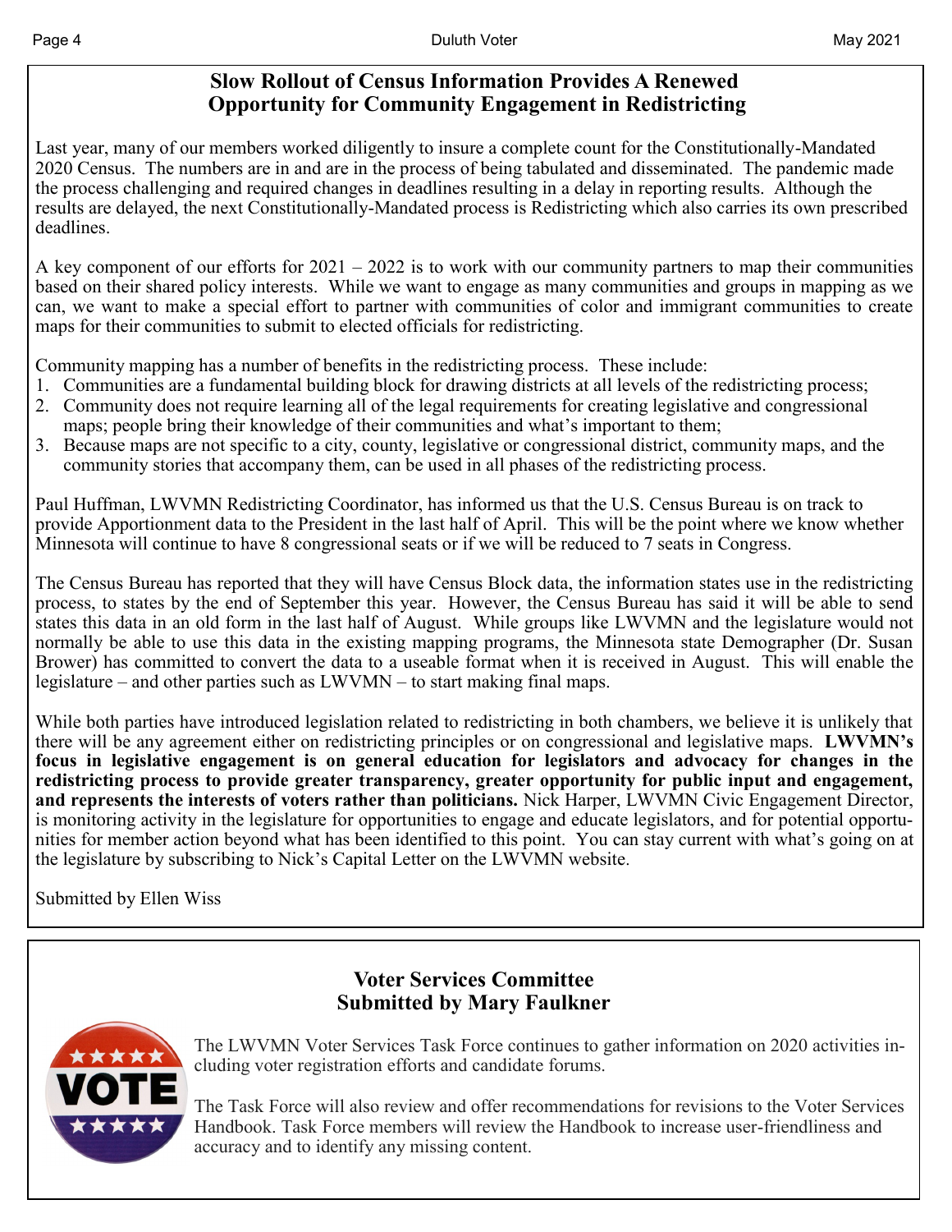## Slow Rollout of Census Information Provides A Renewed Opportunity for Community Engagement in Redistricting

Last year, many of our members worked diligently to insure a complete count for the Constitutionally-Mandated 2020 Census. The numbers are in and are in the process of being tabulated and disseminated. The pandemic made the process challenging and required changes in deadlines resulting in a delay in reporting results. Although the results are delayed, the next Constitutionally-Mandated process is Redistricting which also carries its own prescribed deadlines.

A key component of our efforts for 2021 – 2022 is to work with our community partners to map their communities based on their shared policy interests. While we want to engage as many communities and groups in mapping as we can, we want to make a special effort to partner with communities of color and immigrant communities to create maps for their communities to submit to elected officials for redistricting.

Community mapping has a number of benefits in the redistricting process. These include:

1. Communities are a fundamental building block for drawing districts at all levels of the redistricting process;
2. Community does not require learning all of the legal requirements for creating legislative and congressional maps; people bring their knowledge of their communities and what's important to them;
3. Because maps are not specific to a city, county, legislative or congressional district, community maps, and the community stories that accompany them, can be used in all phases of the redistricting process.

Paul Huffman, LWVMN Redistricting Coordinator, has informed us that the U.S. Census Bureau is on track to provide Apportionment data to the President in the last half of April. This will be the point where we know whether Minnesota will continue to have 8 congressional seats or if we will be reduced to 7 seats in Congress.

The Census Bureau has reported that they will have Census Block data, the information states use in the redistricting process, to states by the end of September this year. However, the Census Bureau has said it will be able to send states this data in an old form in the last half of August. While groups like LWVMN and the legislature would not normally be able to use this data in the existing mapping programs, the Minnesota state Demographer (Dr. Susan Brower) has committed to convert the data to a useable format when it is received in August. This will enable the legislature – and other parties such as LWVMN – to start making final maps.

While both parties have introduced legislation related to redistricting in both chambers, we believe it is unlikely that there will be any agreement either on redistricting principles or on congressional and legislative maps. **LWVMN's focus in legislative engagement is on general education for legislators and advocacy for changes in the redistricting process to provide greater transparency, greater opportunity for public input and engagement, and represents the interests of voters rather than politicians.** Nick Harper, LWVMN Civic Engagement Director, is monitoring activity in the legislature for opportunities to engage and educate legislators, and for potential opportunities for member action beyond what has been identified to this point. You can stay current with what's going on at the legislature by subscribing to Nick's Capital Letter on the LWVMN website.

Submitted by Ellen Wiss

## Voter Services Committee
## Submitted by Mary Faulkner

The LWVMN Voter Services Task Force continues to gather information on 2020 activities including voter registration efforts and candidate forums.

The Task Force will also review and offer recommendations for revisions to the Voter Services Handbook. Task Force members will review the Handbook to increase user-friendliness and accuracy and to identify any missing content.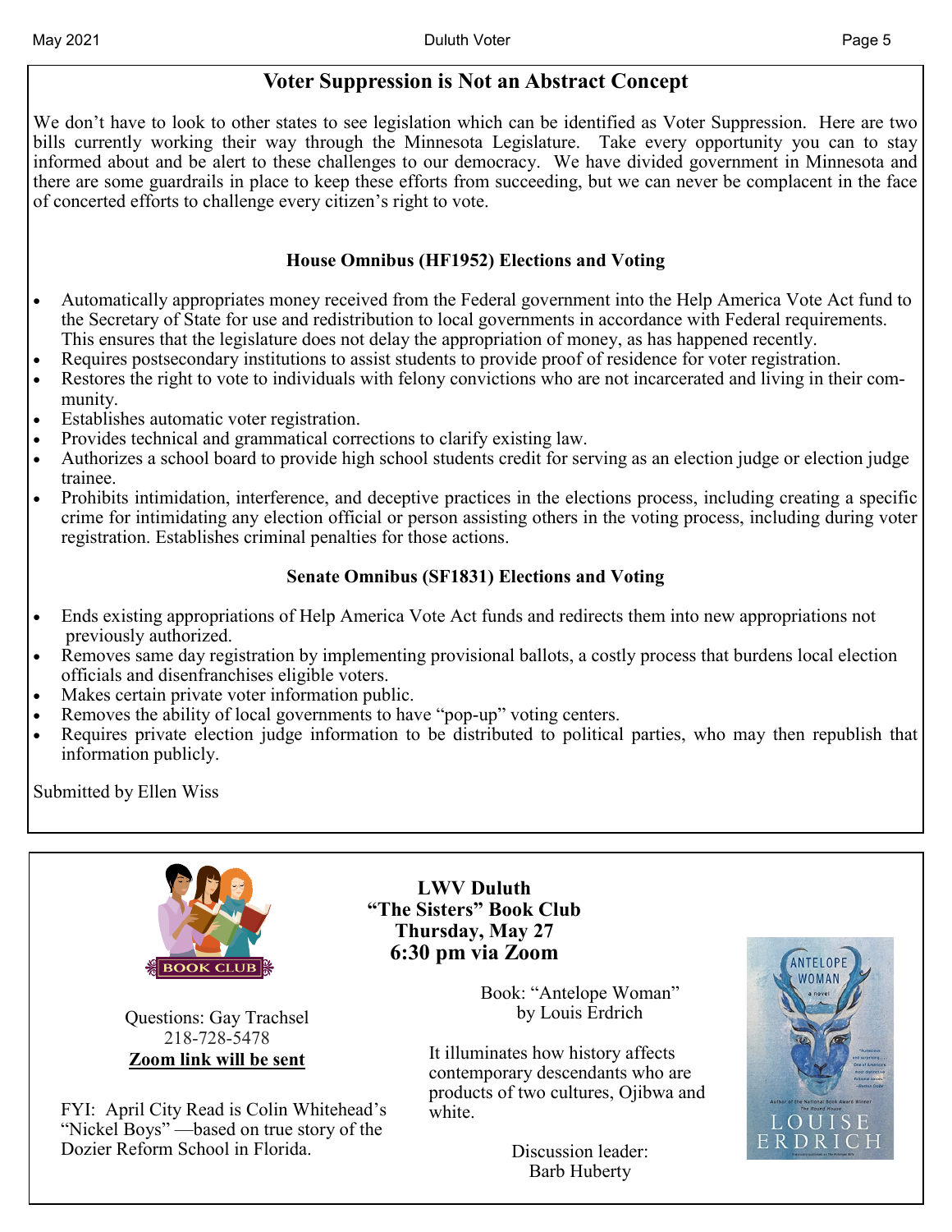## Voter Suppression is Not an Abstract Concept

We don't have to look to other states to see legislation which can be identified as Voter Suppression. Here are two bills currently working their way through the Minnesota Legislature. Take every opportunity you can to stay informed about and be alert to these challenges to our democracy. We have divided government in Minnesota and there are some guardrails in place to keep these efforts from succeeding, but we can never be complacent in the face of concerted efforts to challenge every citizen's right to vote.

### House Omnibus (HF1952) Elections and Voting

- Automatically appropriates money received from the Federal government into the Help America Vote Act fund to the Secretary of State for use and redistribution to local governments in accordance with Federal requirements. This ensures that the legislature does not delay the appropriation of money, as has happened recently.
- Requires postsecondary institutions to assist students to provide proof of residence for voter registration.
- Restores the right to vote to individuals with felony convictions who are not incarcerated and living in their community.
- Establishes automatic voter registration.
- Provides technical and grammatical corrections to clarify existing law.
- Authorizes a school board to provide high school students credit for serving as an election judge or election judge trainee.
- Prohibits intimidation, interference, and deceptive practices in the elections process, including creating a specific crime for intimidating any election official or person assisting others in the voting process, including during voter registration. Establishes criminal penalties for those actions.

### Senate Omnibus (SF1831) Elections and Voting

- Ends existing appropriations of Help America Vote Act funds and redirects them into new appropriations not previously authorized.
- Removes same day registration by implementing provisional ballots, a costly process that burdens local election officials and disenfranchises eligible voters.
- Makes certain private voter information public.
- Removes the ability of local governments to have "pop-up" voting centers.
- Requires private election judge information to be distributed to political parties, who may then republish that information publicly.

Submitted by Ellen Wiss

---

**LWV Duluth**
**"The Sisters" Book Club**
**Thursday, May 27**
**6:30 pm via Zoom**

Book: "Antelope Woman"
by Louis Erdrich

It illuminates how history affects contemporary descendants who are products of two cultures, Ojibwa and white.

Discussion leader:
Barb Huberty

Questions: Gay Trachsel
218-728-5478
**Zoom link will be sent**

FYI: April City Read is Colin Whitehead's "Nickel Boys" —based on true story of the Dozier Reform School in Florida.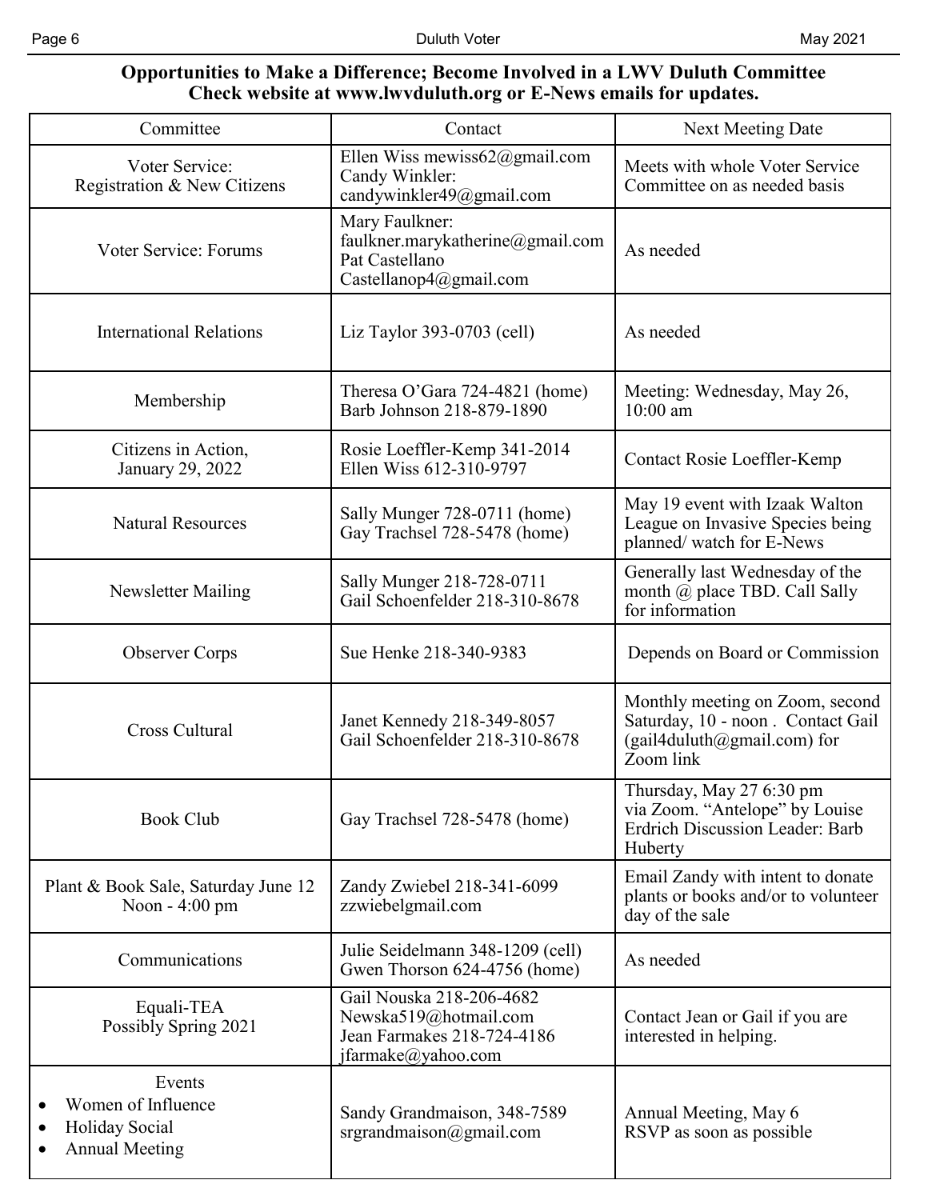**Opportunities to Make a Difference; Become Involved in a LWV Duluth Committee**
**Check website at www.lwvduluth.org or E-News emails for updates.**

| Committee | Contact | Next Meeting Date |
|---|---|---|
| Voter Service: Registration & New Citizens | Ellen Wiss mewiss62@gmail.com Candy Winkler: candywinkler49@gmail.com | Meets with whole Voter Service Committee on as needed basis |
| Voter Service: Forums | Mary Faulkner: faulkner.marykatherine@gmail.com Pat Castellano Castellanop4@gmail.com | As needed |
| International Relations | Liz Taylor 393-0703 (cell) | As needed |
| Membership | Theresa O'Gara 724-4821 (home) Barb Johnson 218-879-1890 | Meeting: Wednesday, May 26, 10:00 am |
| Citizens in Action, January 29, 2022 | Rosie Loeffler-Kemp 341-2014 Ellen Wiss 612-310-9797 | Contact Rosie Loeffler-Kemp |
| Natural Resources | Sally Munger 728-0711 (home) Gay Trachsel 728-5478 (home) | May 19 event with Izaak Walton League on Invasive Species being planned/ watch for E-News |
| Newsletter Mailing | Sally Munger 218-728-0711 Gail Schoenfelder 218-310-8678 | Generally last Wednesday of the month @ place TBD. Call Sally for information |
| Observer Corps | Sue Henke 218-340-9383 | Depends on Board or Commission |
| Cross Cultural | Janet Kennedy 218-349-8057 Gail Schoenfelder 218-310-8678 | Monthly meeting on Zoom, second Saturday, 10 - noon . Contact Gail (gail4duluth@gmail.com) for Zoom link |
| Book Club | Gay Trachsel 728-5478 (home) | Thursday, May 27 6:30 pm via Zoom. "Antelope" by Louise Erdrich Discussion Leader: Barb Huberty |
| Plant & Book Sale, Saturday June 12 Noon - 4:00 pm | Zandy Zwiebel 218-341-6099 zzwiebelgmail.com | Email Zandy with intent to donate plants or books and/or to volunteer day of the sale |
| Communications | Julie Seidelmann 348-1209 (cell) Gwen Thorson 624-4756 (home) | As needed |
| Equali-TEA Possibly Spring 2021 | Gail Nouska 218-206-4682 Newska519@hotmail.com Jean Farmakes 218-724-4186 jfarmake@yahoo.com | Contact Jean or Gail if you are interested in helping. |
| Events • Women of Influence • Holiday Social • Annual Meeting | Sandy Grandmaison, 348-7589 srgrandmaison@gmail.com | Annual Meeting, May 6 RSVP as soon as possible |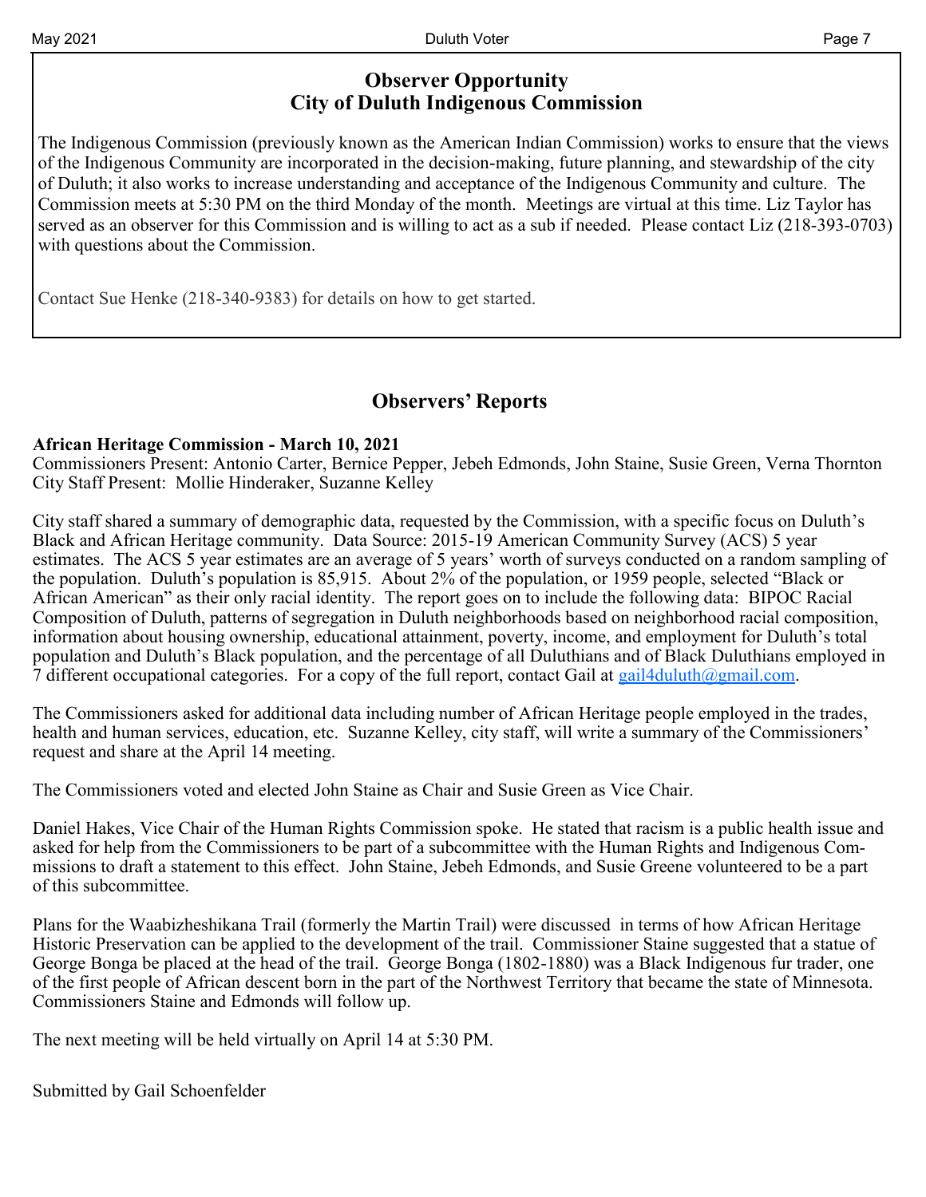## Observer Opportunity
## City of Duluth Indigenous Commission

The Indigenous Commission (previously known as the American Indian Commission) works to ensure that the views of the Indigenous Community are incorporated in the decision-making, future planning, and stewardship of the city of Duluth; it also works to increase understanding and acceptance of the Indigenous Community and culture. The Commission meets at 5:30 PM on the third Monday of the month. Meetings are virtual at this time. Liz Taylor has served as an observer for this Commission and is willing to act as a sub if needed. Please contact Liz (218-393-0703) with questions about the Commission.

Contact Sue Henke (218-340-9383) for details on how to get started.

## Observers' Reports

**African Heritage Commission - March 10, 2021**
Commissioners Present: Antonio Carter, Bernice Pepper, Jebeh Edmonds, John Staine, Susie Green, Verna Thornton
City Staff Present: Mollie Hinderaker, Suzanne Kelley

City staff shared a summary of demographic data, requested by the Commission, with a specific focus on Duluth's Black and African Heritage community. Data Source: 2015-19 American Community Survey (ACS) 5 year estimates. The ACS 5 year estimates are an average of 5 years' worth of surveys conducted on a random sampling of the population. Duluth's population is 85,915. About 2% of the population, or 1959 people, selected "Black or African American" as their only racial identity. The report goes on to include the following data: BIPOC Racial Composition of Duluth, patterns of segregation in Duluth neighborhoods based on neighborhood racial composition, information about housing ownership, educational attainment, poverty, income, and employment for Duluth's total population and Duluth's Black population, and the percentage of all Duluthians and of Black Duluthians employed in 7 different occupational categories. For a copy of the full report, contact Gail at gail4duluth@gmail.com.

The Commissioners asked for additional data including number of African Heritage people employed in the trades, health and human services, education, etc. Suzanne Kelley, city staff, will write a summary of the Commissioners' request and share at the April 14 meeting.

The Commissioners voted and elected John Staine as Chair and Susie Green as Vice Chair.

Daniel Hakes, Vice Chair of the Human Rights Commission spoke. He stated that racism is a public health issue and asked for help from the Commissioners to be part of a subcommittee with the Human Rights and Indigenous Commissions to draft a statement to this effect. John Staine, Jebeh Edmonds, and Susie Greene volunteered to be a part of this subcommittee.

Plans for the Waabizheshikana Trail (formerly the Martin Trail) were discussed in terms of how African Heritage Historic Preservation can be applied to the development of the trail. Commissioner Staine suggested that a statue of George Bonga be placed at the head of the trail. George Bonga (1802-1880) was a Black Indigenous fur trader, one of the first people of African descent born in the part of the Northwest Territory that became the state of Minnesota. Commissioners Staine and Edmonds will follow up.

The next meeting will be held virtually on April 14 at 5:30 PM.

Submitted by Gail Schoenfelder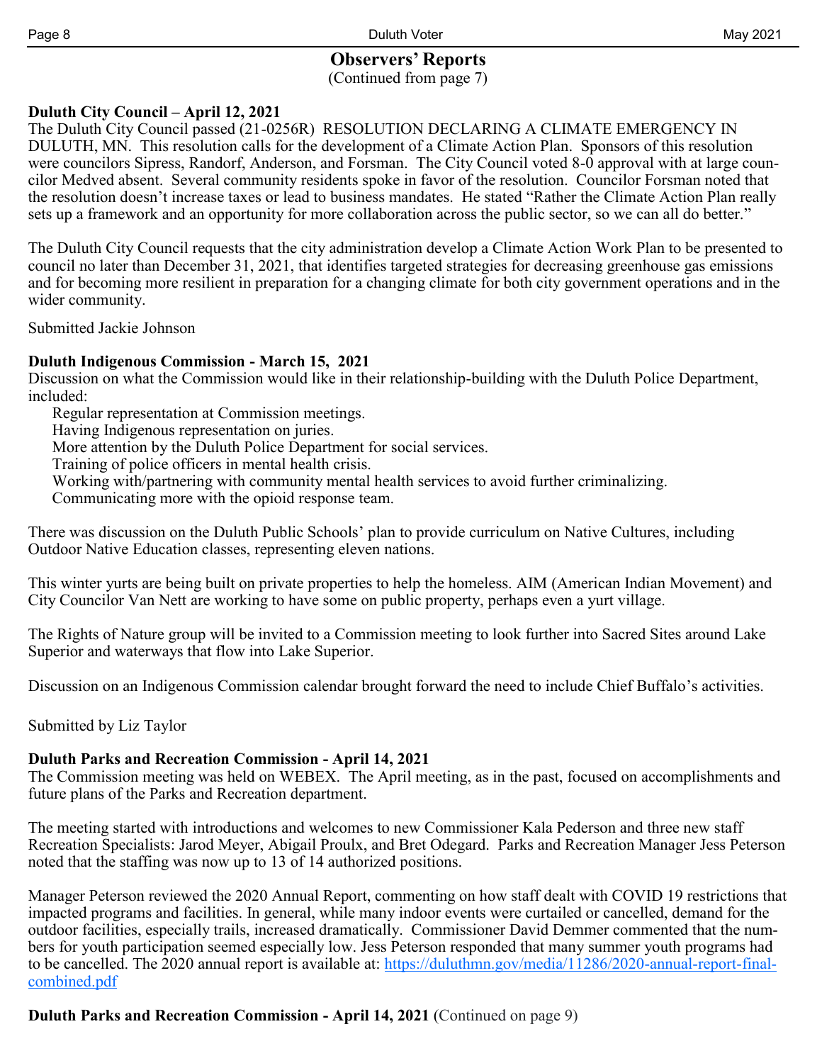## Observers' Reports

(Continued from page 7)

**Duluth City Council – April 12, 2021**

The Duluth City Council passed (21-0256R) RESOLUTION DECLARING A CLIMATE EMERGENCY IN DULUTH, MN. This resolution calls for the development of a Climate Action Plan. Sponsors of this resolution were councilors Sipress, Randorf, Anderson, and Forsman. The City Council voted 8-0 approval with at large councilor Medved absent. Several community residents spoke in favor of the resolution. Councilor Forsman noted that the resolution doesn't increase taxes or lead to business mandates. He stated "Rather the Climate Action Plan really sets up a framework and an opportunity for more collaboration across the public sector, so we can all do better."

The Duluth City Council requests that the city administration develop a Climate Action Work Plan to be presented to council no later than December 31, 2021, that identifies targeted strategies for decreasing greenhouse gas emissions and for becoming more resilient in preparation for a changing climate for both city government operations and in the wider community.

Submitted Jackie Johnson

**Duluth Indigenous Commission - March 15, 2021**

Discussion on what the Commission would like in their relationship-building with the Duluth Police Department, included:

- Regular representation at Commission meetings.
- Having Indigenous representation on juries.
- More attention by the Duluth Police Department for social services.
- Training of police officers in mental health crisis.
- Working with/partnering with community mental health services to avoid further criminalizing.
- Communicating more with the opioid response team.

There was discussion on the Duluth Public Schools' plan to provide curriculum on Native Cultures, including Outdoor Native Education classes, representing eleven nations.

This winter yurts are being built on private properties to help the homeless. AIM (American Indian Movement) and City Councilor Van Nett are working to have some on public property, perhaps even a yurt village.

The Rights of Nature group will be invited to a Commission meeting to look further into Sacred Sites around Lake Superior and waterways that flow into Lake Superior.

Discussion on an Indigenous Commission calendar brought forward the need to include Chief Buffalo's activities.

Submitted by Liz Taylor

**Duluth Parks and Recreation Commission - April 14, 2021**

The Commission meeting was held on WEBEX. The April meeting, as in the past, focused on accomplishments and future plans of the Parks and Recreation department.

The meeting started with introductions and welcomes to new Commissioner Kala Pederson and three new staff Recreation Specialists: Jarod Meyer, Abigail Proulx, and Bret Odegard. Parks and Recreation Manager Jess Peterson noted that the staffing was now up to 13 of 14 authorized positions.

Manager Peterson reviewed the 2020 Annual Report, commenting on how staff dealt with COVID 19 restrictions that impacted programs and facilities. In general, while many indoor events were curtailed or cancelled, demand for the outdoor facilities, especially trails, increased dramatically. Commissioner David Demmer commented that the numbers for youth participation seemed especially low. Jess Peterson responded that many summer youth programs had to be cancelled. The 2020 annual report is available at: https://duluthmn.gov/media/11286/2020-annual-report-final-combined.pdf

**Duluth Parks and Recreation Commission - April 14, 2021** (Continued on page 9)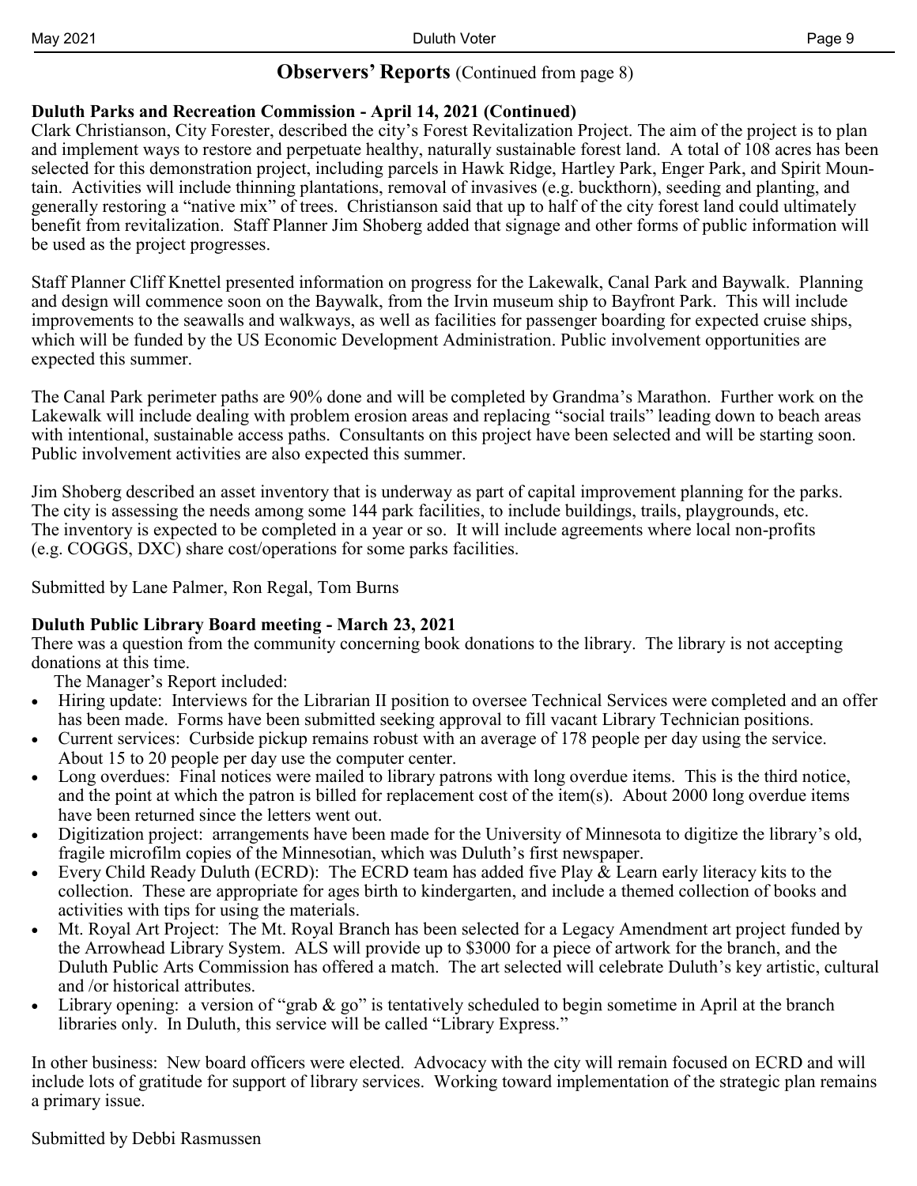## Observers' Reports (Continued from page 8)

**Duluth Parks and Recreation Commission - April 14, 2021 (Continued)**

Clark Christianson, City Forester, described the city's Forest Revitalization Project. The aim of the project is to plan and implement ways to restore and perpetuate healthy, naturally sustainable forest land. A total of 108 acres has been selected for this demonstration project, including parcels in Hawk Ridge, Hartley Park, Enger Park, and Spirit Mountain. Activities will include thinning plantations, removal of invasives (e.g. buckthorn), seeding and planting, and generally restoring a "native mix" of trees. Christianson said that up to half of the city forest land could ultimately benefit from revitalization. Staff Planner Jim Shoberg added that signage and other forms of public information will be used as the project progresses.

Staff Planner Cliff Knettel presented information on progress for the Lakewalk, Canal Park and Baywalk. Planning and design will commence soon on the Baywalk, from the Irvin museum ship to Bayfront Park. This will include improvements to the seawalls and walkways, as well as facilities for passenger boarding for expected cruise ships, which will be funded by the US Economic Development Administration. Public involvement opportunities are expected this summer.

The Canal Park perimeter paths are 90% done and will be completed by Grandma's Marathon. Further work on the Lakewalk will include dealing with problem erosion areas and replacing "social trails" leading down to beach areas with intentional, sustainable access paths. Consultants on this project have been selected and will be starting soon. Public involvement activities are also expected this summer.

Jim Shoberg described an asset inventory that is underway as part of capital improvement planning for the parks. The city is assessing the needs among some 144 park facilities, to include buildings, trails, playgrounds, etc. The inventory is expected to be completed in a year or so. It will include agreements where local non-profits (e.g. COGGS, DXC) share cost/operations for some parks facilities.

Submitted by Lane Palmer, Ron Regal, Tom Burns

**Duluth Public Library Board meeting - March 23, 2021**

There was a question from the community concerning book donations to the library. The library is not accepting donations at this time.

The Manager's Report included:

- Hiring update: Interviews for the Librarian II position to oversee Technical Services were completed and an offer has been made. Forms have been submitted seeking approval to fill vacant Library Technician positions.
- Current services: Curbside pickup remains robust with an average of 178 people per day using the service. About 15 to 20 people per day use the computer center.
- Long overdues: Final notices were mailed to library patrons with long overdue items. This is the third notice, and the point at which the patron is billed for replacement cost of the item(s). About 2000 long overdue items have been returned since the letters went out.
- Digitization project: arrangements have been made for the University of Minnesota to digitize the library's old, fragile microfilm copies of the Minnesotian, which was Duluth's first newspaper.
- Every Child Ready Duluth (ECRD): The ECRD team has added five Play & Learn early literacy kits to the collection. These are appropriate for ages birth to kindergarten, and include a themed collection of books and activities with tips for using the materials.
- Mt. Royal Art Project: The Mt. Royal Branch has been selected for a Legacy Amendment art project funded by the Arrowhead Library System. ALS will provide up to $3000 for a piece of artwork for the branch, and the Duluth Public Arts Commission has offered a match. The art selected will celebrate Duluth's key artistic, cultural and /or historical attributes.
- Library opening: a version of "grab & go" is tentatively scheduled to begin sometime in April at the branch libraries only. In Duluth, this service will be called "Library Express."

In other business: New board officers were elected. Advocacy with the city will remain focused on ECRD and will include lots of gratitude for support of library services. Working toward implementation of the strategic plan remains a primary issue.

Submitted by Debbi Rasmussen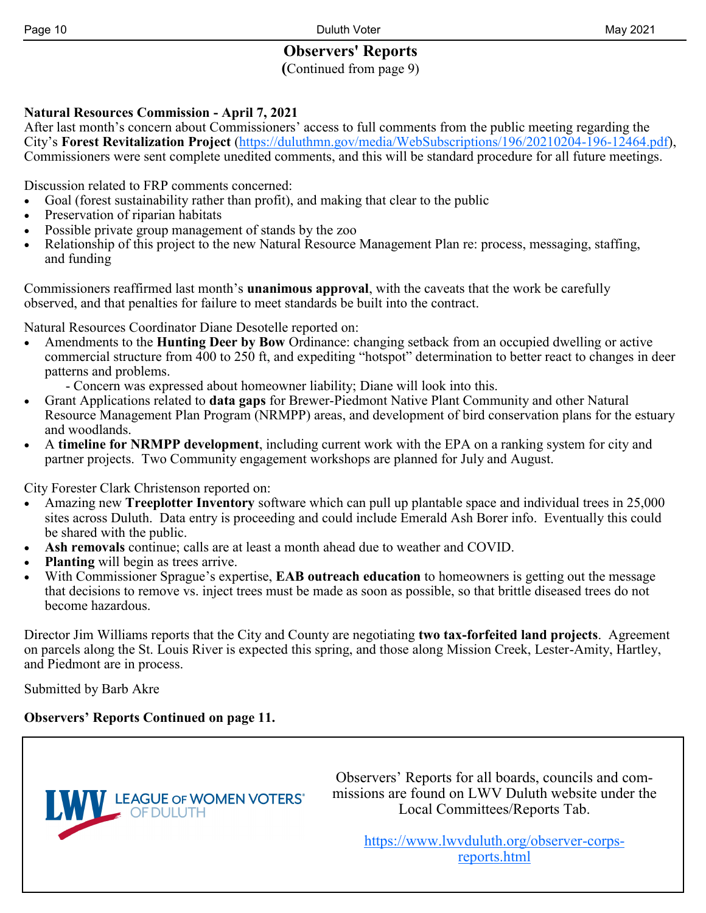# Observers' Reports

(Continued from page 9)

**Natural Resources Commission - April 7, 2021**

After last month's concern about Commissioners' access to full comments from the public meeting regarding the City's **Forest Revitalization Project** (https://duluthmn.gov/media/WebSubscriptions/196/20210204-196-12464.pdf), Commissioners were sent complete unedited comments, and this will be standard procedure for all future meetings.

Discussion related to FRP comments concerned:

- Goal (forest sustainability rather than profit), and making that clear to the public
- Preservation of riparian habitats
- Possible private group management of stands by the zoo
- Relationship of this project to the new Natural Resource Management Plan re: process, messaging, staffing, and funding

Commissioners reaffirmed last month's **unanimous approval**, with the caveats that the work be carefully observed, and that penalties for failure to meet standards be built into the contract.

Natural Resources Coordinator Diane Desotelle reported on:

- Amendments to the **Hunting Deer by Bow** Ordinance: changing setback from an occupied dwelling or active commercial structure from 400 to 250 ft, and expediting "hotspot" determination to better react to changes in deer patterns and problems.
  - Concern was expressed about homeowner liability; Diane will look into this.
- Grant Applications related to **data gaps** for Brewer-Piedmont Native Plant Community and other Natural Resource Management Plan Program (NRMPP) areas, and development of bird conservation plans for the estuary and woodlands.
- A **timeline for NRMPP development**, including current work with the EPA on a ranking system for city and partner projects. Two Community engagement workshops are planned for July and August.

City Forester Clark Christenson reported on:

- Amazing new **Treeplotter Inventory** software which can pull up plantable space and individual trees in 25,000 sites across Duluth. Data entry is proceeding and could include Emerald Ash Borer info. Eventually this could be shared with the public.
- **Ash removals** continue; calls are at least a month ahead due to weather and COVID.
- **Planting** will begin as trees arrive.
- With Commissioner Sprague's expertise, **EAB outreach education** to homeowners is getting out the message that decisions to remove vs. inject trees must be made as soon as possible, so that brittle diseased trees do not become hazardous.

Director Jim Williams reports that the City and County are negotiating **two tax-forfeited land projects**. Agreement on parcels along the St. Louis River is expected this spring, and those along Mission Creek, Lester-Amity, Hartley, and Piedmont are in process.

Submitted by Barb Akre

**Observers' Reports Continued on page 11.**

LWV LEAGUE OF WOMEN VOTERS® OF DULUTH

Observers' Reports for all boards, councils and commissions are found on LWV Duluth website under the Local Committees/Reports Tab.

https://www.lwvduluth.org/observer-corps-reports.html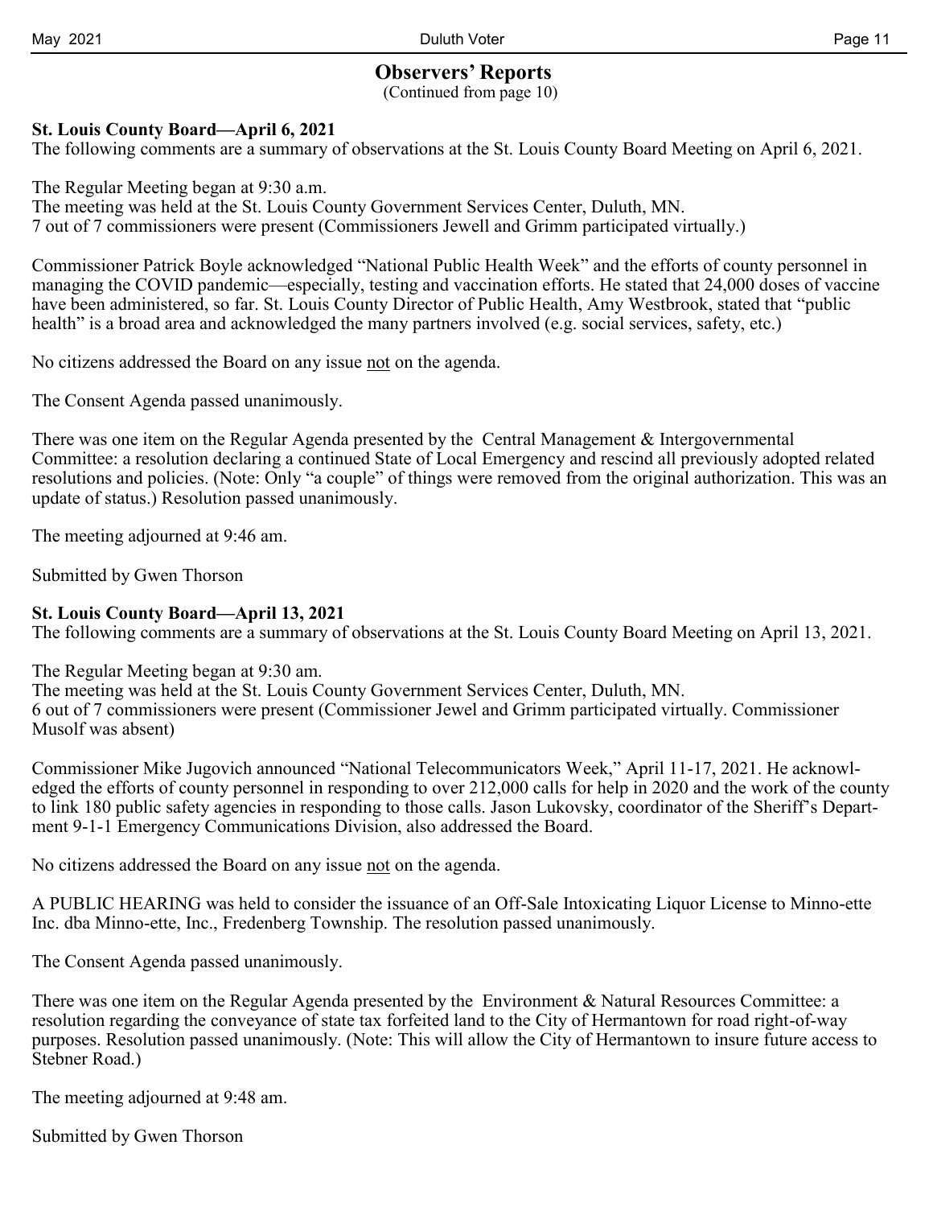## Observers' Reports

(Continued from page 10)

**St. Louis County Board—April 6, 2021**

The following comments are a summary of observations at the St. Louis County Board Meeting on April 6, 2021.

The Regular Meeting began at 9:30 a.m.
The meeting was held at the St. Louis County Government Services Center, Duluth, MN.
7 out of 7 commissioners were present (Commissioners Jewell and Grimm participated virtually.)

Commissioner Patrick Boyle acknowledged "National Public Health Week" and the efforts of county personnel in managing the COVID pandemic—especially, testing and vaccination efforts. He stated that 24,000 doses of vaccine have been administered, so far. St. Louis County Director of Public Health, Amy Westbrook, stated that "public health" is a broad area and acknowledged the many partners involved (e.g. social services, safety, etc.)

No citizens addressed the Board on any issue <u>not</u> on the agenda.

The Consent Agenda passed unanimously.

There was one item on the Regular Agenda presented by the Central Management & Intergovernmental Committee: a resolution declaring a continued State of Local Emergency and rescind all previously adopted related resolutions and policies. (Note: Only "a couple" of things were removed from the original authorization. This was an update of status.) Resolution passed unanimously.

The meeting adjourned at 9:46 am.

Submitted by Gwen Thorson

**St. Louis County Board—April 13, 2021**

The following comments are a summary of observations at the St. Louis County Board Meeting on April 13, 2021.

The Regular Meeting began at 9:30 am.
The meeting was held at the St. Louis County Government Services Center, Duluth, MN.
6 out of 7 commissioners were present (Commissioner Jewel and Grimm participated virtually. Commissioner Musolf was absent)

Commissioner Mike Jugovich announced "National Telecommunicators Week," April 11-17, 2021. He acknowledged the efforts of county personnel in responding to over 212,000 calls for help in 2020 and the work of the county to link 180 public safety agencies in responding to those calls. Jason Lukovsky, coordinator of the Sheriff's Department 9-1-1 Emergency Communications Division, also addressed the Board.

No citizens addressed the Board on any issue <u>not</u> on the agenda.

A PUBLIC HEARING was held to consider the issuance of an Off-Sale Intoxicating Liquor License to Minno-ette Inc. dba Minno-ette, Inc., Fredenberg Township. The resolution passed unanimously.

The Consent Agenda passed unanimously.

There was one item on the Regular Agenda presented by the Environment & Natural Resources Committee: a resolution regarding the conveyance of state tax forfeited land to the City of Hermantown for road right-of-way purposes. Resolution passed unanimously. (Note: This will allow the City of Hermantown to insure future access to Stebner Road.)

The meeting adjourned at 9:48 am.

Submitted by Gwen Thorson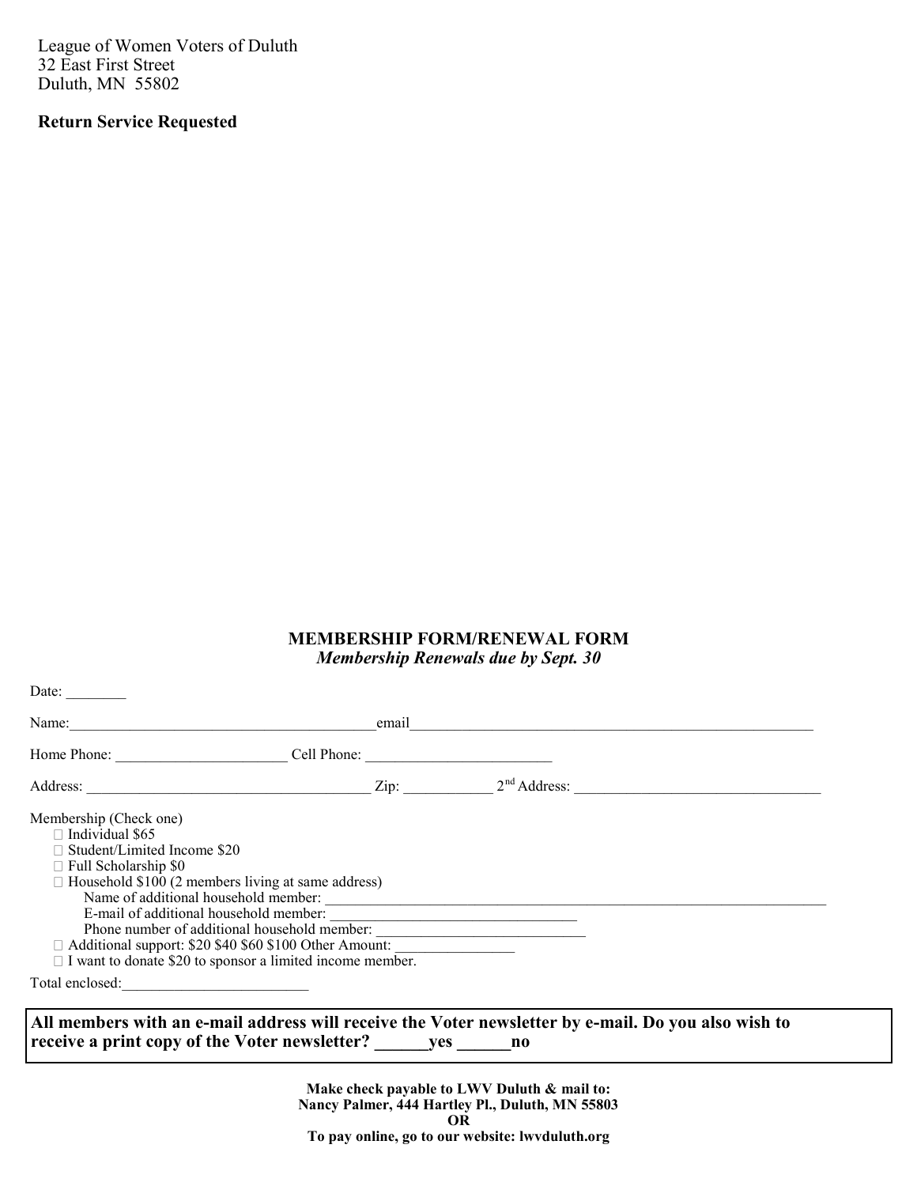League of Women Voters of Duluth
32 East First Street
Duluth, MN 55802

**Return Service Requested**

## MEMBERSHIP FORM/RENEWAL FORM

***Membership Renewals due by Sept. 30***

Date: ________

Name:__________________________________________email________________________________________________________

Home Phone: _______________________ Cell Phone: _________________________

Address: ______________________________________ Zip: ____________ 2nd Address: _________________________________

Membership (Check one)

- Individual $65
- Student/Limited Income $20
- Full Scholarship $0
- Household $100 (2 members living at same address)
  - Name of additional household member: ______________________________________________________________________
  - E-mail of additional household member: ________________________________
  - Phone number of additional household member: ____________________________
- Additional support: $20 $40 $60 $100 Other Amount: ________________
- I want to donate $20 to sponsor a limited income member.

Total enclosed:_________________________

**All members with an e-mail address will receive the Voter newsletter by e-mail. Do you also wish to receive a print copy of the Voter newsletter? ______yes ______no**

**Make check payable to LWV Duluth & mail to:**
**Nancy Palmer, 444 Hartley Pl., Duluth, MN 55803**
**OR**
**To pay online, go to our website: lwvduluth.org**